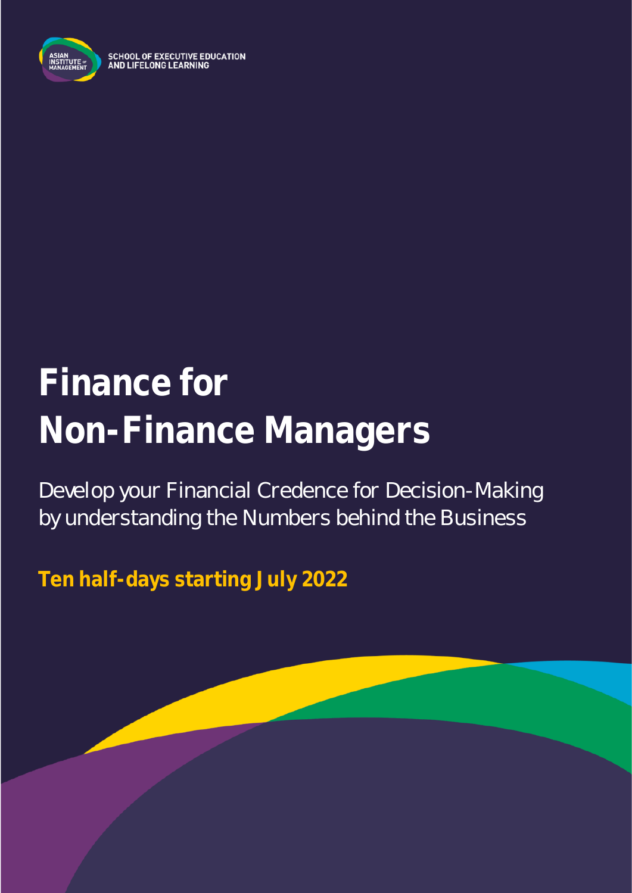ASIAN INSTITUTE OF MANAGEMENT

SCHOOL OF EXECUTIVE EDUCATION AND LIFELONG LEARNING

# Finance for Non-Finance Managers

Develop your Financial Credence for Decision-Making by understanding the Numbers behind the Business

**Ten half-days starting July 2022**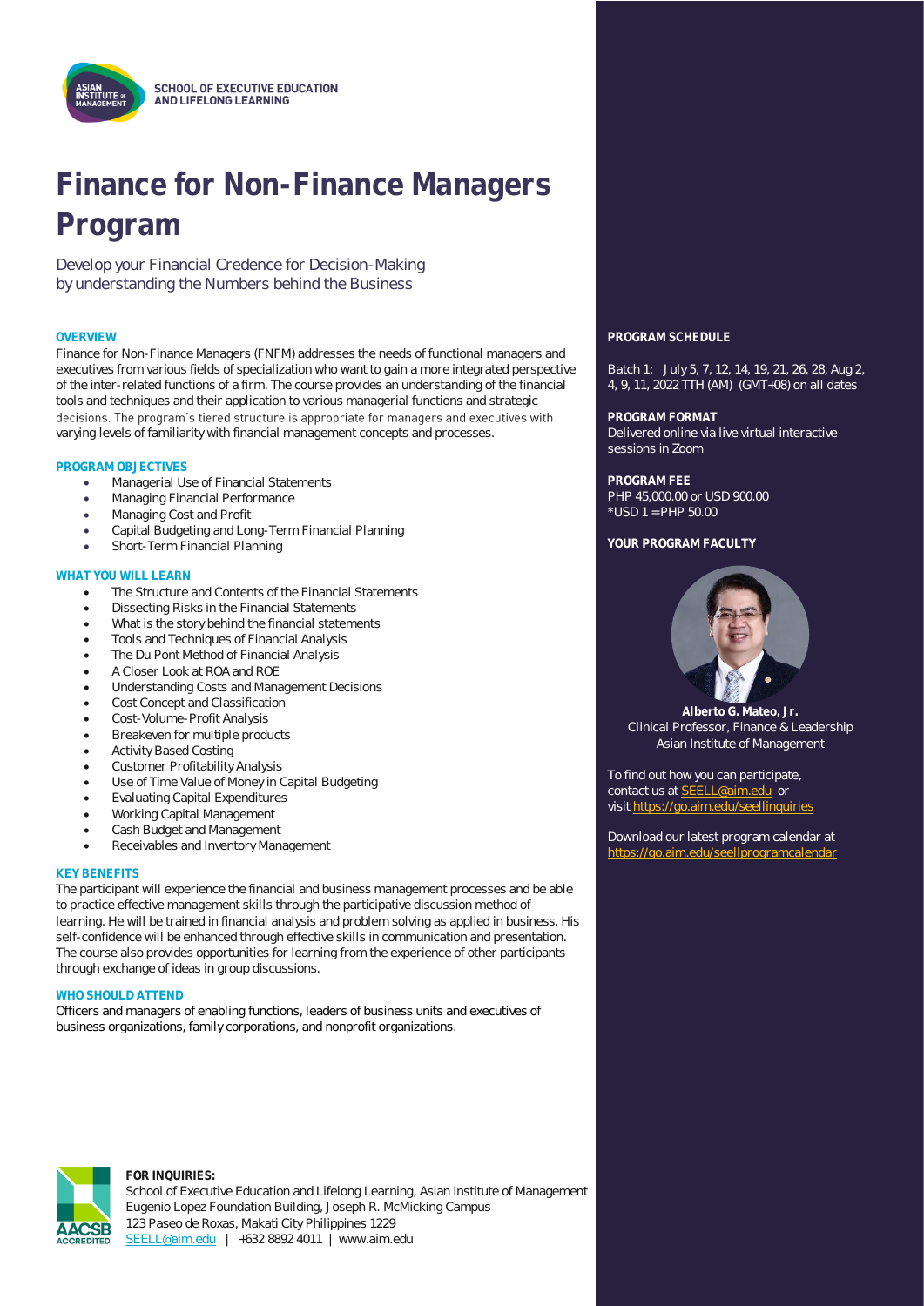SCHOOL OF EXECUTIVE EDUCATION AND LIFELONG LEARNING

# Finance for Non-Finance Managers Program

Develop your Financial Credence for Decision-Making by understanding the Numbers behind the Business

### OVERVIEW

Finance for Non-Finance Managers (FNFM) addresses the needs of functional managers and executives from various fields of specialization who want to gain a more integrated perspective of the inter-related functions of a firm. The course provides an understanding of the financial tools and techniques and their application to various managerial functions and strategic decisions. The program's tiered structure is appropriate for managers and executives with varying levels of familiarity with financial management concepts and processes.

### PROGRAM OBJECTIVES

- Managerial Use of Financial Statements
- Managing Financial Performance
- Managing Cost and Profit
- Capital Budgeting and Long-Term Financial Planning
- Short-Term Financial Planning

### WHAT YOU WILL LEARN

- The Structure and Contents of the Financial Statements
- Dissecting Risks in the Financial Statements
- What is the story behind the financial statements
- Tools and Techniques of Financial Analysis
- The Du Pont Method of Financial Analysis
- A Closer Look at ROA and ROE
- Understanding Costs and Management Decisions
- Cost Concept and Classification
- Cost-Volume-Profit Analysis
- Breakeven for multiple products
- Activity Based Costing
- Customer Profitability Analysis
- Use of Time Value of Money in Capital Budgeting
- Evaluating Capital Expenditures
- Working Capital Management
- Cash Budget and Management
- Receivables and Inventory Management

### KEY BENEFITS

The participant will experience the financial and business management processes and be able to practice effective management skills through the participative discussion method of learning. He will be trained in financial analysis and problem solving as applied in business. His self-confidence will be enhanced through effective skills in communication and presentation. The course also provides opportunities for learning from the experience of other participants through exchange of ideas in group discussions.

### WHO SHOULD ATTEND

Officers and managers of enabling functions, leaders of business units and executives of business organizations, family corporations, and nonprofit organizations.

### PROGRAM SCHEDULE

Batch 1: July 5, 7, 12, 14, 19, 21, 26, 28, Aug 2, 4, 9, 11, 2022 TTH (AM) (GMT+08) on all dates

### PROGRAM FORMAT

Delivered online via live virtual interactive sessions in Zoom

### PROGRAM FEE

PHP 45,000.00 or USD 900.00
*USD 1 = PHP 50.00

### YOUR PROGRAM FACULTY

**Alberto G. Mateo, Jr.**
Clinical Professor, Finance & Leadership
Asian Institute of Management

To find out how you can participate, contact us at SEELL@aim.edu or visit https://go.aim.edu/seellinquiries

Download our latest program calendar at https://go.aim.edu/seellprogramcalendar

**FOR INQUIRIES:**
School of Executive Education and Lifelong Learning, Asian Institute of Management
Eugenio Lopez Foundation Building, Joseph R. McMicking Campus
123 Paseo de Roxas, Makati City Philippines 1229
SEELL@aim.edu | +632 8892 4011 | www.aim.edu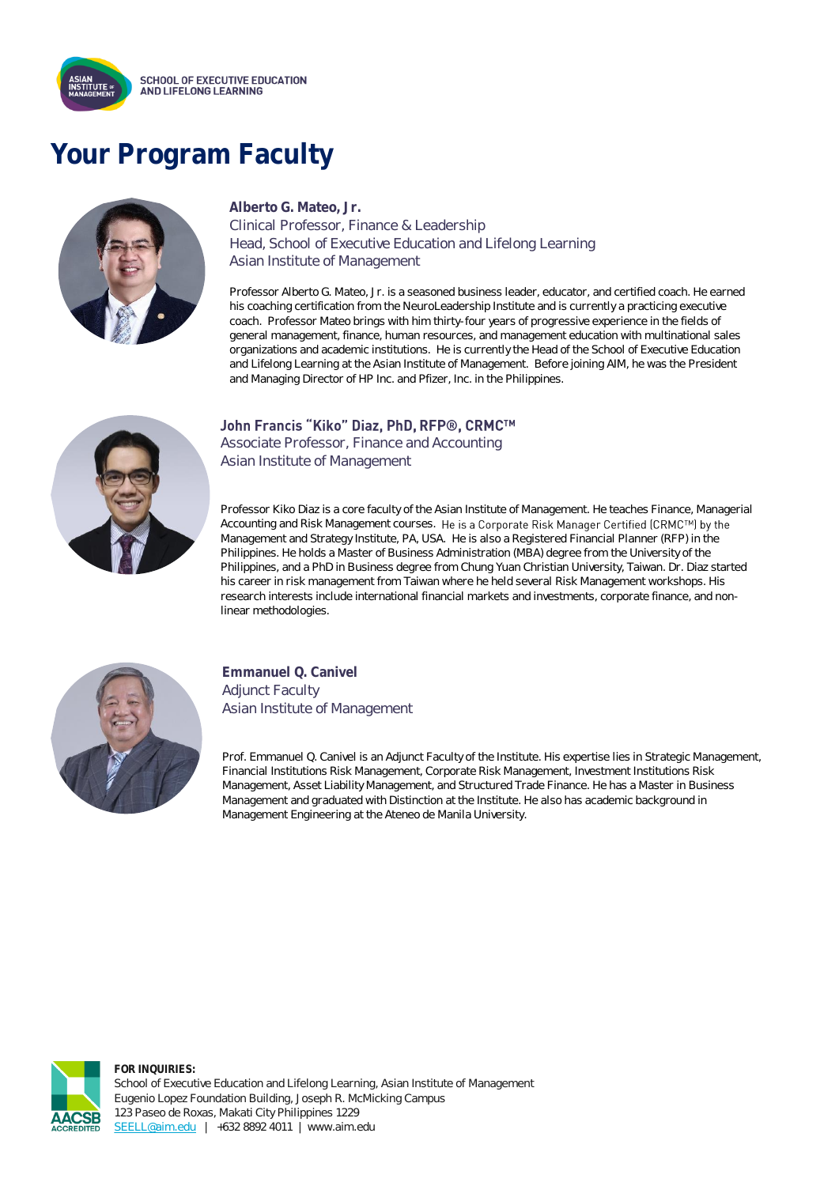SCHOOL OF EXECUTIVE EDUCATION AND LIFELONG LEARNING

# Your Program Faculty

**Alberto G. Mateo, Jr.**
Clinical Professor, Finance & Leadership
Head, School of Executive Education and Lifelong Learning
Asian Institute of Management

Professor Alberto G. Mateo, Jr. is a seasoned business leader, educator, and certified coach. He earned his coaching certification from the NeuroLeadership Institute and is currently a practicing executive coach. Professor Mateo brings with him thirty-four years of progressive experience in the fields of general management, finance, human resources, and management education with multinational sales organizations and academic institutions. He is currently the Head of the School of Executive Education and Lifelong Learning at the Asian Institute of Management. Before joining AIM, he was the President and Managing Director of HP Inc. and Pfizer, Inc. in the Philippines.

**John Francis "Kiko" Diaz, PhD, RFP®, CRMC™**
Associate Professor, Finance and Accounting
Asian Institute of Management

Professor Kiko Diaz is a core faculty of the Asian Institute of Management. He teaches Finance, Managerial Accounting and Risk Management courses. He is a Corporate Risk Manager Certified (CRMC™) by the Management and Strategy Institute, PA, USA. He is also a Registered Financial Planner (RFP) in the Philippines. He holds a Master of Business Administration (MBA) degree from the University of the Philippines, and a PhD in Business degree from Chung Yuan Christian University, Taiwan. Dr. Diaz started his career in risk management from Taiwan where he held several Risk Management workshops. His research interests include international financial markets and investments, corporate finance, and non-linear methodologies.

**Emmanuel Q. Canivel**
Adjunct Faculty
Asian Institute of Management

Prof. Emmanuel Q. Canivel is an Adjunct Faculty of the Institute. His expertise lies in Strategic Management, Financial Institutions Risk Management, Corporate Risk Management, Investment Institutions Risk Management, Asset Liability Management, and Structured Trade Finance. He has a Master in Business Management and graduated with Distinction at the Institute. He also has academic background in Management Engineering at the Ateneo de Manila University.

**FOR INQUIRIES:**
School of Executive Education and Lifelong Learning, Asian Institute of Management
Eugenio Lopez Foundation Building, Joseph R. McMicking Campus
123 Paseo de Roxas, Makati City Philippines 1229
SEELL@aim.edu | +632 8892 4011 | www.aim.edu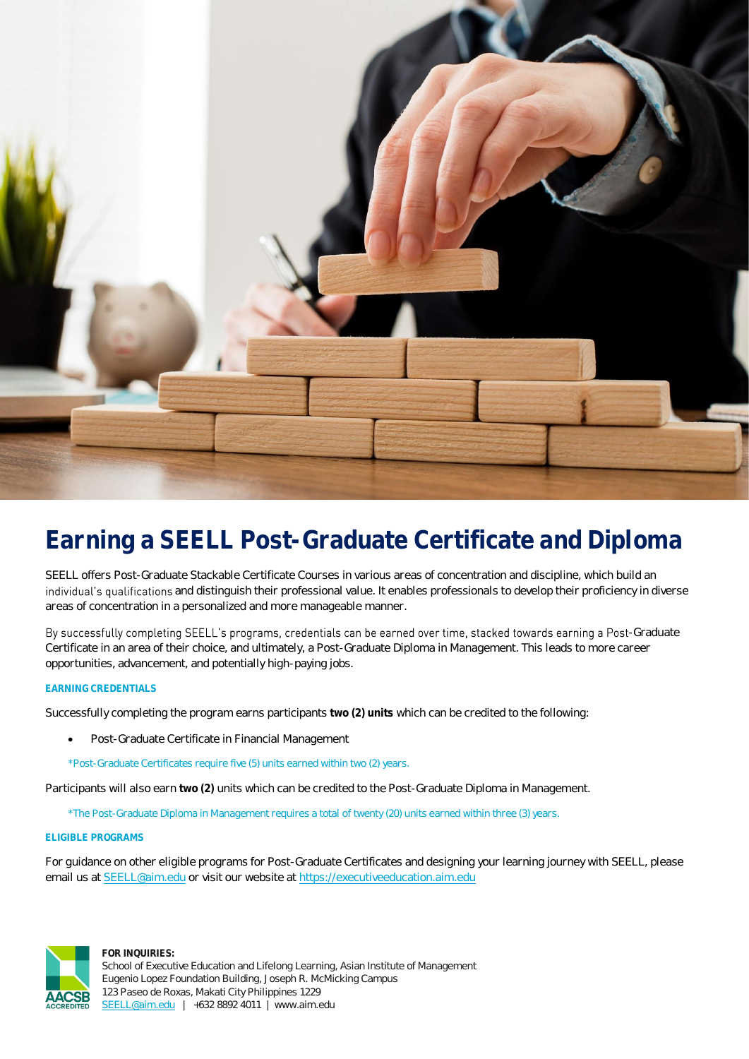# Earning a SEELL Post-Graduate Certificate and Diploma

SEELL offers Post-Graduate Stackable Certificate Courses in various areas of concentration and discipline, which build an individual's qualifications and distinguish their professional value. It enables professionals to develop their proficiency in diverse areas of concentration in a personalized and more manageable manner.

By successfully completing SEELL's programs, credentials can be earned over time, stacked towards earning a Post-Graduate Certificate in an area of their choice, and ultimately, a Post-Graduate Diploma in Management. This leads to more career opportunities, advancement, and potentially high-paying jobs.

### EARNING CREDENTIALS

Successfully completing the program earns participants **two (2) units** which can be credited to the following:

- Post-Graduate Certificate in Financial Management

*Post-Graduate Certificates require five (5) units earned within two (2) years.

Participants will also earn **two (2)** units which can be credited to the Post-Graduate Diploma in Management.

*The Post-Graduate Diploma in Management requires a total of twenty (20) units earned within three (3) years.

### ELIGIBLE PROGRAMS

For guidance on other eligible programs for Post-Graduate Certificates and designing your learning journey with SEELL, please email us at SEELL@aim.edu or visit our website at https://executiveeducation.aim.edu

AACSB ACCREDITED

**FOR INQUIRIES:**
School of Executive Education and Lifelong Learning, Asian Institute of Management
Eugenio Lopez Foundation Building, Joseph R. McMicking Campus
123 Paseo de Roxas, Makati City Philippines 1229
SEELL@aim.edu | +632 8892 4011 | www.aim.edu